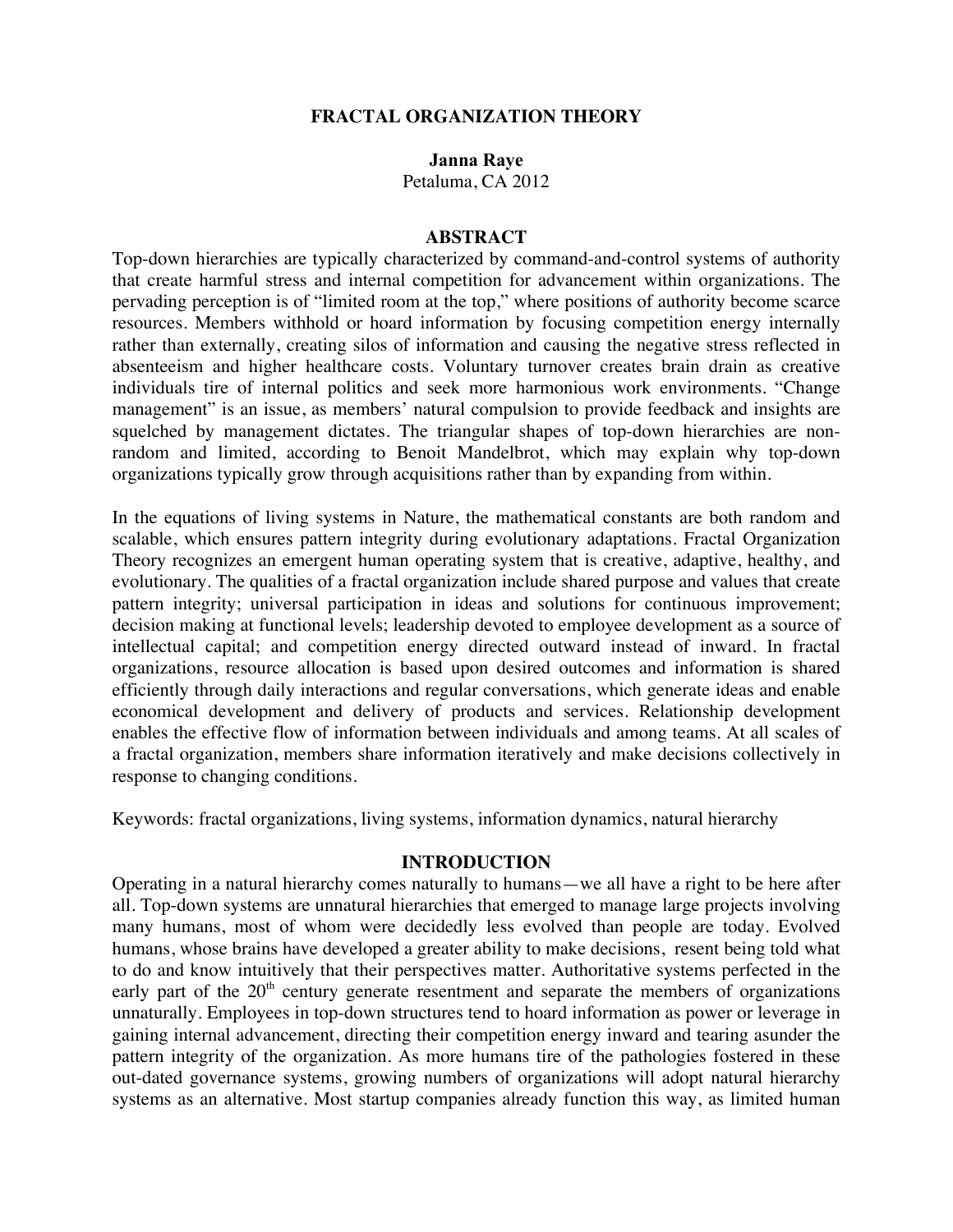# FRACTAL ORGANIZATION THEORY

**Janna Raye**

Petaluma, CA 2012

## ABSTRACT

Top-down hierarchies are typically characterized by command-and-control systems of authority that create harmful stress and internal competition for advancement within organizations. The pervading perception is of "limited room at the top," where positions of authority become scarce resources. Members withhold or hoard information by focusing competition energy internally rather than externally, creating silos of information and causing the negative stress reflected in absenteeism and higher healthcare costs. Voluntary turnover creates brain drain as creative individuals tire of internal politics and seek more harmonious work environments. "Change management" is an issue, as members' natural compulsion to provide feedback and insights are squelched by management dictates. The triangular shapes of top-down hierarchies are non-random and limited, according to Benoit Mandelbrot, which may explain why top-down organizations typically grow through acquisitions rather than by expanding from within.

In the equations of living systems in Nature, the mathematical constants are both random and scalable, which ensures pattern integrity during evolutionary adaptations. Fractal Organization Theory recognizes an emergent human operating system that is creative, adaptive, healthy, and evolutionary. The qualities of a fractal organization include shared purpose and values that create pattern integrity; universal participation in ideas and solutions for continuous improvement; decision making at functional levels; leadership devoted to employee development as a source of intellectual capital; and competition energy directed outward instead of inward. In fractal organizations, resource allocation is based upon desired outcomes and information is shared efficiently through daily interactions and regular conversations, which generate ideas and enable economical development and delivery of products and services. Relationship development enables the effective flow of information between individuals and among teams. At all scales of a fractal organization, members share information iteratively and make decisions collectively in response to changing conditions.

Keywords: fractal organizations, living systems, information dynamics, natural hierarchy

## INTRODUCTION

Operating in a natural hierarchy comes naturally to humans—we all have a right to be here after all. Top-down systems are unnatural hierarchies that emerged to manage large projects involving many humans, most of whom were decidedly less evolved than people are today. Evolved humans, whose brains have developed a greater ability to make decisions, resent being told what to do and know intuitively that their perspectives matter. Authoritative systems perfected in the early part of the 20th century generate resentment and separate the members of organizations unnaturally. Employees in top-down structures tend to hoard information as power or leverage in gaining internal advancement, directing their competition energy inward and tearing asunder the pattern integrity of the organization. As more humans tire of the pathologies fostered in these out-dated governance systems, growing numbers of organizations will adopt natural hierarchy systems as an alternative. Most startup companies already function this way, as limited human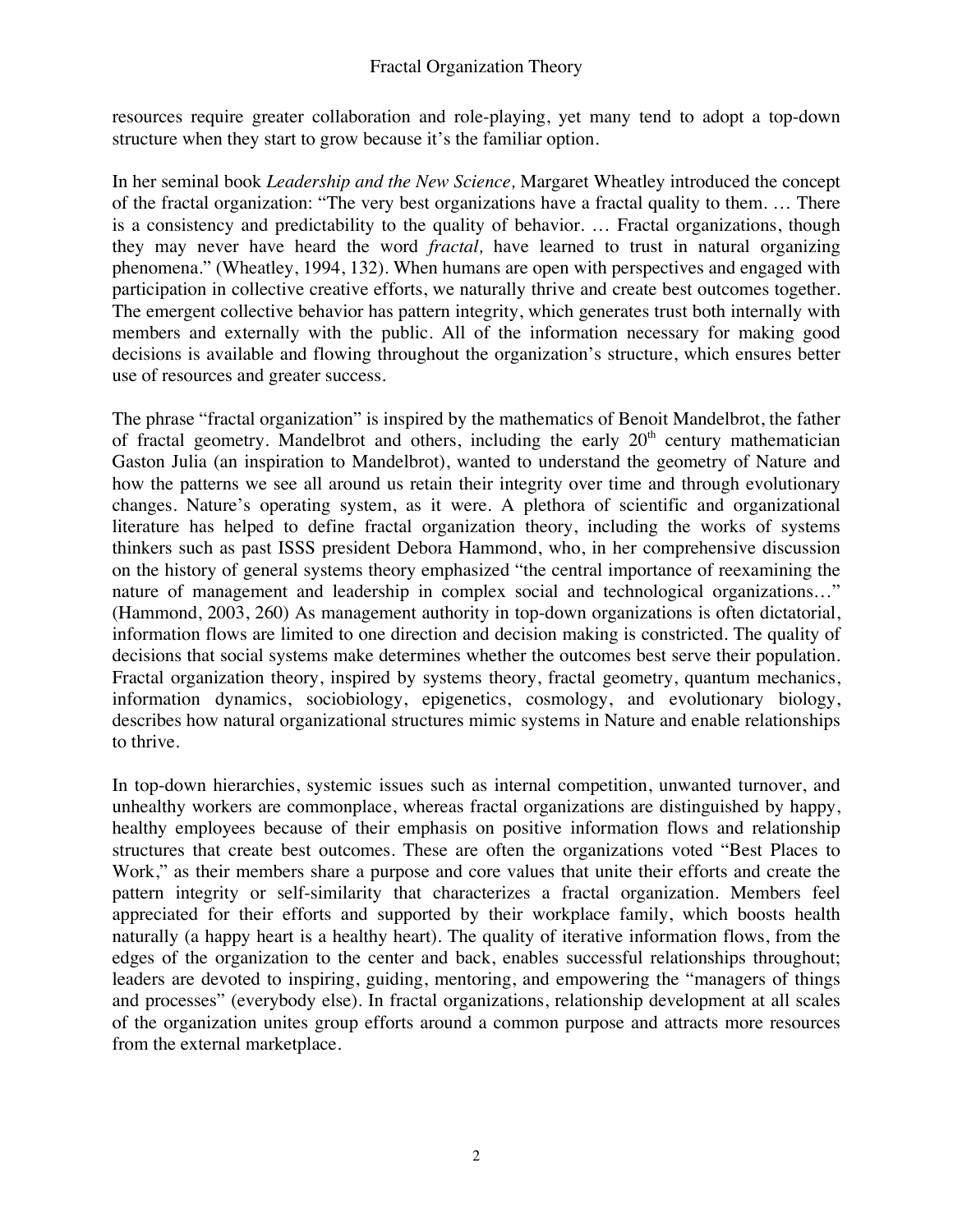resources require greater collaboration and role-playing, yet many tend to adopt a top-down structure when they start to grow because it's the familiar option.

In her seminal book *Leadership and the New Science,* Margaret Wheatley introduced the concept of the fractal organization: "The very best organizations have a fractal quality to them. … There is a consistency and predictability to the quality of behavior. … Fractal organizations, though they may never have heard the word *fractal,* have learned to trust in natural organizing phenomena." (Wheatley, 1994, 132). When humans are open with perspectives and engaged with participation in collective creative efforts, we naturally thrive and create best outcomes together. The emergent collective behavior has pattern integrity, which generates trust both internally with members and externally with the public. All of the information necessary for making good decisions is available and flowing throughout the organization's structure, which ensures better use of resources and greater success.

The phrase "fractal organization" is inspired by the mathematics of Benoit Mandelbrot, the father of fractal geometry. Mandelbrot and others, including the early 20th century mathematician Gaston Julia (an inspiration to Mandelbrot), wanted to understand the geometry of Nature and how the patterns we see all around us retain their integrity over time and through evolutionary changes. Nature's operating system, as it were. A plethora of scientific and organizational literature has helped to define fractal organization theory, including the works of systems thinkers such as past ISSS president Debora Hammond, who, in her comprehensive discussion on the history of general systems theory emphasized "the central importance of reexamining the nature of management and leadership in complex social and technological organizations…" (Hammond, 2003, 260) As management authority in top-down organizations is often dictatorial, information flows are limited to one direction and decision making is constricted. The quality of decisions that social systems make determines whether the outcomes best serve their population. Fractal organization theory, inspired by systems theory, fractal geometry, quantum mechanics, information dynamics, sociobiology, epigenetics, cosmology, and evolutionary biology, describes how natural organizational structures mimic systems in Nature and enable relationships to thrive.

In top-down hierarchies, systemic issues such as internal competition, unwanted turnover, and unhealthy workers are commonplace, whereas fractal organizations are distinguished by happy, healthy employees because of their emphasis on positive information flows and relationship structures that create best outcomes. These are often the organizations voted "Best Places to Work," as their members share a purpose and core values that unite their efforts and create the pattern integrity or self-similarity that characterizes a fractal organization. Members feel appreciated for their efforts and supported by their workplace family, which boosts health naturally (a happy heart is a healthy heart). The quality of iterative information flows, from the edges of the organization to the center and back, enables successful relationships throughout; leaders are devoted to inspiring, guiding, mentoring, and empowering the "managers of things and processes" (everybody else). In fractal organizations, relationship development at all scales of the organization unites group efforts around a common purpose and attracts more resources from the external marketplace.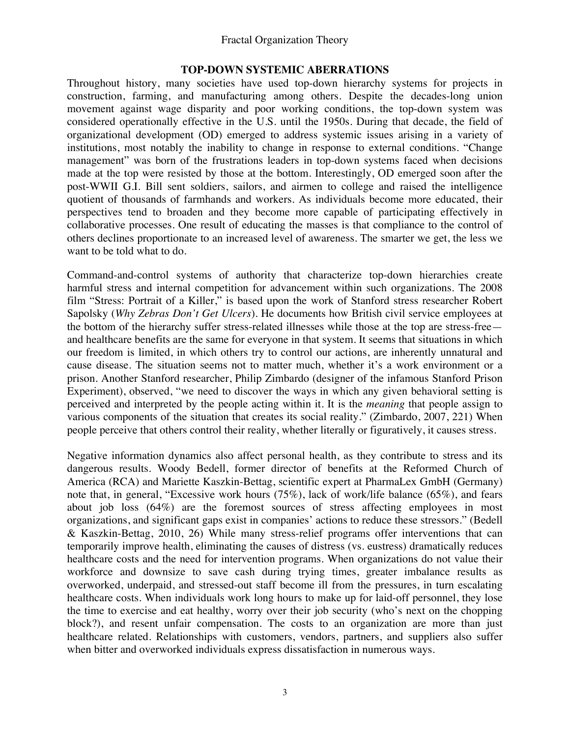## TOP-DOWN SYSTEMIC ABERRATIONS

Throughout history, many societies have used top-down hierarchy systems for projects in construction, farming, and manufacturing among others. Despite the decades-long union movement against wage disparity and poor working conditions, the top-down system was considered operationally effective in the U.S. until the 1950s. During that decade, the field of organizational development (OD) emerged to address systemic issues arising in a variety of institutions, most notably the inability to change in response to external conditions. "Change management" was born of the frustrations leaders in top-down systems faced when decisions made at the top were resisted by those at the bottom. Interestingly, OD emerged soon after the post-WWII G.I. Bill sent soldiers, sailors, and airmen to college and raised the intelligence quotient of thousands of farmhands and workers. As individuals become more educated, their perspectives tend to broaden and they become more capable of participating effectively in collaborative processes. One result of educating the masses is that compliance to the control of others declines proportionate to an increased level of awareness. The smarter we get, the less we want to be told what to do.

Command-and-control systems of authority that characterize top-down hierarchies create harmful stress and internal competition for advancement within such organizations. The 2008 film "Stress: Portrait of a Killer," is based upon the work of Stanford stress researcher Robert Sapolsky (*Why Zebras Don't Get Ulcers*). He documents how British civil service employees at the bottom of the hierarchy suffer stress-related illnesses while those at the top are stress-free—and healthcare benefits are the same for everyone in that system. It seems that situations in which our freedom is limited, in which others try to control our actions, are inherently unnatural and cause disease. The situation seems not to matter much, whether it's a work environment or a prison. Another Stanford researcher, Philip Zimbardo (designer of the infamous Stanford Prison Experiment), observed, "we need to discover the ways in which any given behavioral setting is perceived and interpreted by the people acting within it. It is the *meaning* that people assign to various components of the situation that creates its social reality." (Zimbardo, 2007, 221) When people perceive that others control their reality, whether literally or figuratively, it causes stress.

Negative information dynamics also affect personal health, as they contribute to stress and its dangerous results. Woody Bedell, former director of benefits at the Reformed Church of America (RCA) and Mariette Kaszkin-Bettag, scientific expert at PharmaLex GmbH (Germany) note that, in general, "Excessive work hours (75%), lack of work/life balance (65%), and fears about job loss (64%) are the foremost sources of stress affecting employees in most organizations, and significant gaps exist in companies' actions to reduce these stressors." (Bedell & Kaszkin-Bettag, 2010, 26) While many stress-relief programs offer interventions that can temporarily improve health, eliminating the causes of distress (vs. eustress) dramatically reduces healthcare costs and the need for intervention programs. When organizations do not value their workforce and downsize to save cash during trying times, greater imbalance results as overworked, underpaid, and stressed-out staff become ill from the pressures, in turn escalating healthcare costs. When individuals work long hours to make up for laid-off personnel, they lose the time to exercise and eat healthy, worry over their job security (who's next on the chopping block?), and resent unfair compensation. The costs to an organization are more than just healthcare related. Relationships with customers, vendors, partners, and suppliers also suffer when bitter and overworked individuals express dissatisfaction in numerous ways.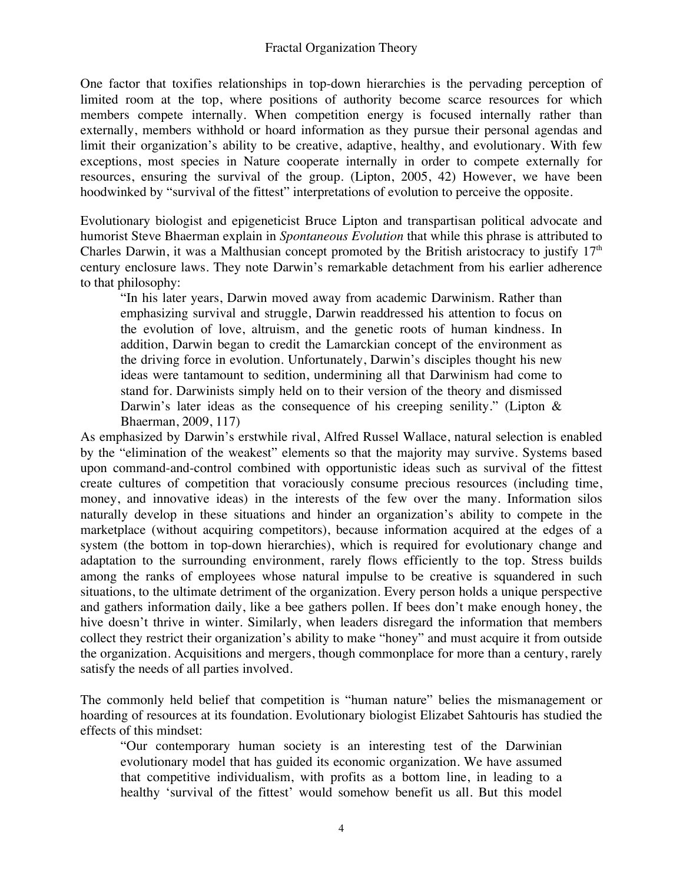One factor that toxifies relationships in top-down hierarchies is the pervading perception of limited room at the top, where positions of authority become scarce resources for which members compete internally. When competition energy is focused internally rather than externally, members withhold or hoard information as they pursue their personal agendas and limit their organization's ability to be creative, adaptive, healthy, and evolutionary. With few exceptions, most species in Nature cooperate internally in order to compete externally for resources, ensuring the survival of the group. (Lipton, 2005, 42) However, we have been hoodwinked by "survival of the fittest" interpretations of evolution to perceive the opposite.

Evolutionary biologist and epigeneticist Bruce Lipton and transpartisan political advocate and humorist Steve Bhaerman explain in *Spontaneous Evolution* that while this phrase is attributed to Charles Darwin, it was a Malthusian concept promoted by the British aristocracy to justify 17th century enclosure laws. They note Darwin's remarkable detachment from his earlier adherence to that philosophy:

> "In his later years, Darwin moved away from academic Darwinism. Rather than emphasizing survival and struggle, Darwin readdressed his attention to focus on the evolution of love, altruism, and the genetic roots of human kindness. In addition, Darwin began to credit the Lamarckian concept of the environment as the driving force in evolution. Unfortunately, Darwin's disciples thought his new ideas were tantamount to sedition, undermining all that Darwinism had come to stand for. Darwinists simply held on to their version of the theory and dismissed Darwin's later ideas as the consequence of his creeping senility." (Lipton & Bhaerman, 2009, 117)

As emphasized by Darwin's erstwhile rival, Alfred Russel Wallace, natural selection is enabled by the "elimination of the weakest" elements so that the majority may survive. Systems based upon command-and-control combined with opportunistic ideas such as survival of the fittest create cultures of competition that voraciously consume precious resources (including time, money, and innovative ideas) in the interests of the few over the many. Information silos naturally develop in these situations and hinder an organization's ability to compete in the marketplace (without acquiring competitors), because information acquired at the edges of a system (the bottom in top-down hierarchies), which is required for evolutionary change and adaptation to the surrounding environment, rarely flows efficiently to the top. Stress builds among the ranks of employees whose natural impulse to be creative is squandered in such situations, to the ultimate detriment of the organization. Every person holds a unique perspective and gathers information daily, like a bee gathers pollen. If bees don't make enough honey, the hive doesn't thrive in winter. Similarly, when leaders disregard the information that members collect they restrict their organization's ability to make "honey" and must acquire it from outside the organization. Acquisitions and mergers, though commonplace for more than a century, rarely satisfy the needs of all parties involved.

The commonly held belief that competition is "human nature" belies the mismanagement or hoarding of resources at its foundation. Evolutionary biologist Elizabet Sahtouris has studied the effects of this mindset:

> "Our contemporary human society is an interesting test of the Darwinian evolutionary model that has guided its economic organization. We have assumed that competitive individualism, with profits as a bottom line, in leading to a healthy 'survival of the fittest' would somehow benefit us all. But this model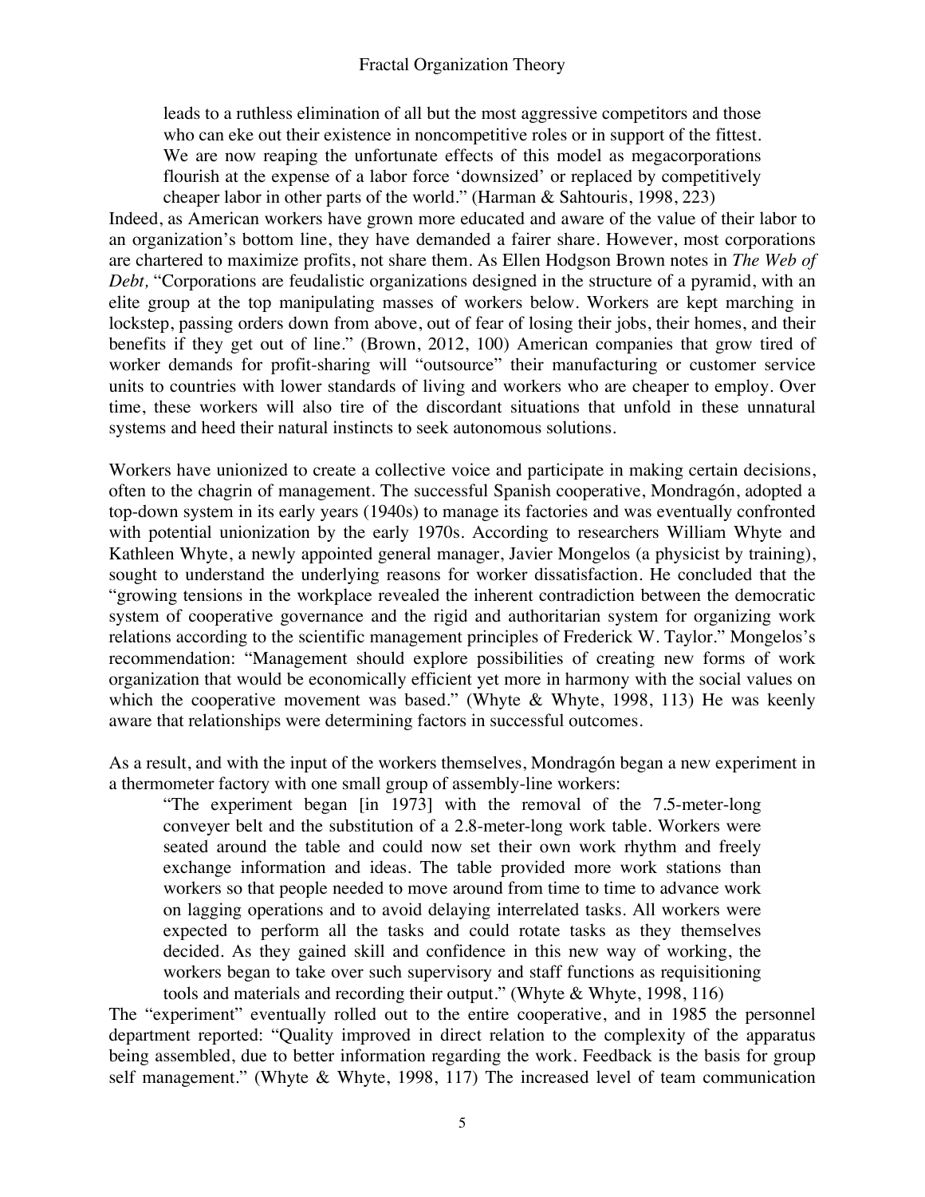> leads to a ruthless elimination of all but the most aggressive competitors and those who can eke out their existence in noncompetitive roles or in support of the fittest. We are now reaping the unfortunate effects of this model as megacorporations flourish at the expense of a labor force 'downsized' or replaced by competitively cheaper labor in other parts of the world." (Harman & Sahtouris, 1998, 223)

Indeed, as American workers have grown more educated and aware of the value of their labor to an organization's bottom line, they have demanded a fairer share. However, most corporations are chartered to maximize profits, not share them. As Ellen Hodgson Brown notes in *The Web of Debt,* "Corporations are feudalistic organizations designed in the structure of a pyramid, with an elite group at the top manipulating masses of workers below. Workers are kept marching in lockstep, passing orders down from above, out of fear of losing their jobs, their homes, and their benefits if they get out of line." (Brown, 2012, 100) American companies that grow tired of worker demands for profit-sharing will "outsource" their manufacturing or customer service units to countries with lower standards of living and workers who are cheaper to employ. Over time, these workers will also tire of the discordant situations that unfold in these unnatural systems and heed their natural instincts to seek autonomous solutions.

Workers have unionized to create a collective voice and participate in making certain decisions, often to the chagrin of management. The successful Spanish cooperative, Mondragón, adopted a top-down system in its early years (1940s) to manage its factories and was eventually confronted with potential unionization by the early 1970s. According to researchers William Whyte and Kathleen Whyte, a newly appointed general manager, Javier Mongelos (a physicist by training), sought to understand the underlying reasons for worker dissatisfaction. He concluded that the "growing tensions in the workplace revealed the inherent contradiction between the democratic system of cooperative governance and the rigid and authoritarian system for organizing work relations according to the scientific management principles of Frederick W. Taylor." Mongelos's recommendation: "Management should explore possibilities of creating new forms of work organization that would be economically efficient yet more in harmony with the social values on which the cooperative movement was based." (Whyte & Whyte, 1998, 113) He was keenly aware that relationships were determining factors in successful outcomes.

As a result, and with the input of the workers themselves, Mondragón began a new experiment in a thermometer factory with one small group of assembly-line workers:

> "The experiment began [in 1973] with the removal of the 7.5-meter-long conveyer belt and the substitution of a 2.8-meter-long work table. Workers were seated around the table and could now set their own work rhythm and freely exchange information and ideas. The table provided more work stations than workers so that people needed to move around from time to time to advance work on lagging operations and to avoid delaying interrelated tasks. All workers were expected to perform all the tasks and could rotate tasks as they themselves decided. As they gained skill and confidence in this new way of working, the workers began to take over such supervisory and staff functions as requisitioning tools and materials and recording their output." (Whyte & Whyte, 1998, 116)

The "experiment" eventually rolled out to the entire cooperative, and in 1985 the personnel department reported: "Quality improved in direct relation to the complexity of the apparatus being assembled, due to better information regarding the work. Feedback is the basis for group self management." (Whyte & Whyte, 1998, 117) The increased level of team communication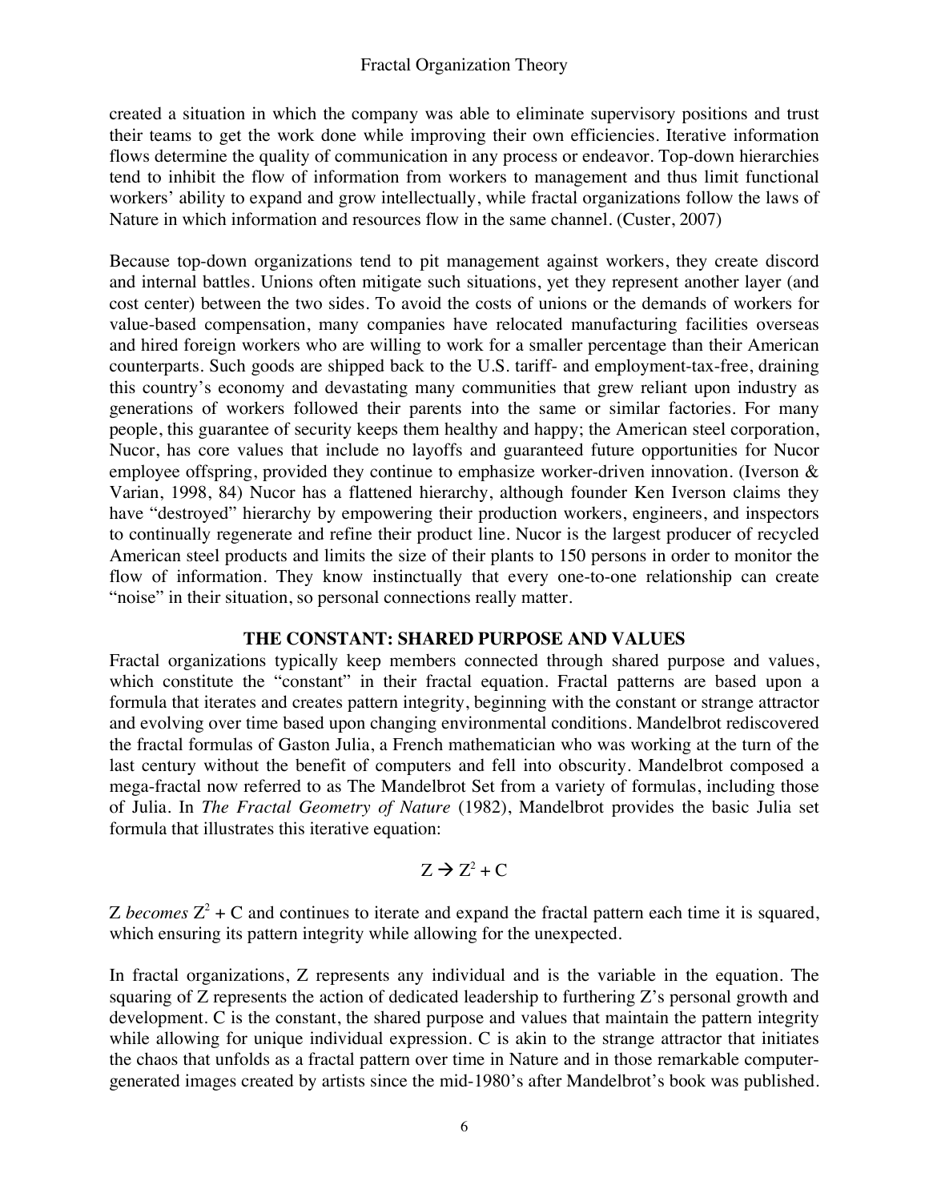created a situation in which the company was able to eliminate supervisory positions and trust their teams to get the work done while improving their own efficiencies. Iterative information flows determine the quality of communication in any process or endeavor. Top-down hierarchies tend to inhibit the flow of information from workers to management and thus limit functional workers' ability to expand and grow intellectually, while fractal organizations follow the laws of Nature in which information and resources flow in the same channel. (Custer, 2007)

Because top-down organizations tend to pit management against workers, they create discord and internal battles. Unions often mitigate such situations, yet they represent another layer (and cost center) between the two sides. To avoid the costs of unions or the demands of workers for value-based compensation, many companies have relocated manufacturing facilities overseas and hired foreign workers who are willing to work for a smaller percentage than their American counterparts. Such goods are shipped back to the U.S. tariff- and employment-tax-free, draining this country's economy and devastating many communities that grew reliant upon industry as generations of workers followed their parents into the same or similar factories. For many people, this guarantee of security keeps them healthy and happy; the American steel corporation, Nucor, has core values that include no layoffs and guaranteed future opportunities for Nucor employee offspring, provided they continue to emphasize worker-driven innovation. (Iverson & Varian, 1998, 84) Nucor has a flattened hierarchy, although founder Ken Iverson claims they have "destroyed" hierarchy by empowering their production workers, engineers, and inspectors to continually regenerate and refine their product line. Nucor is the largest producer of recycled American steel products and limits the size of their plants to 150 persons in order to monitor the flow of information. They know instinctually that every one-to-one relationship can create "noise" in their situation, so personal connections really matter.

## THE CONSTANT: SHARED PURPOSE AND VALUES

Fractal organizations typically keep members connected through shared purpose and values, which constitute the "constant" in their fractal equation. Fractal patterns are based upon a formula that iterates and creates pattern integrity, beginning with the constant or strange attractor and evolving over time based upon changing environmental conditions. Mandelbrot rediscovered the fractal formulas of Gaston Julia, a French mathematician who was working at the turn of the last century without the benefit of computers and fell into obscurity. Mandelbrot composed a mega-fractal now referred to as The Mandelbrot Set from a variety of formulas, including those of Julia. In *The Fractal Geometry of Nature* (1982), Mandelbrot provides the basic Julia set formula that illustrates this iterative equation:

$$Z \rightarrow Z^2 + C$$

Z *becomes* $Z^2 + C$ and continues to iterate and expand the fractal pattern each time it is squared, which ensuring its pattern integrity while allowing for the unexpected.

In fractal organizations, Z represents any individual and is the variable in the equation. The squaring of Z represents the action of dedicated leadership to furthering Z's personal growth and development. C is the constant, the shared purpose and values that maintain the pattern integrity while allowing for unique individual expression. C is akin to the strange attractor that initiates the chaos that unfolds as a fractal pattern over time in Nature and in those remarkable computer-generated images created by artists since the mid-1980's after Mandelbrot's book was published.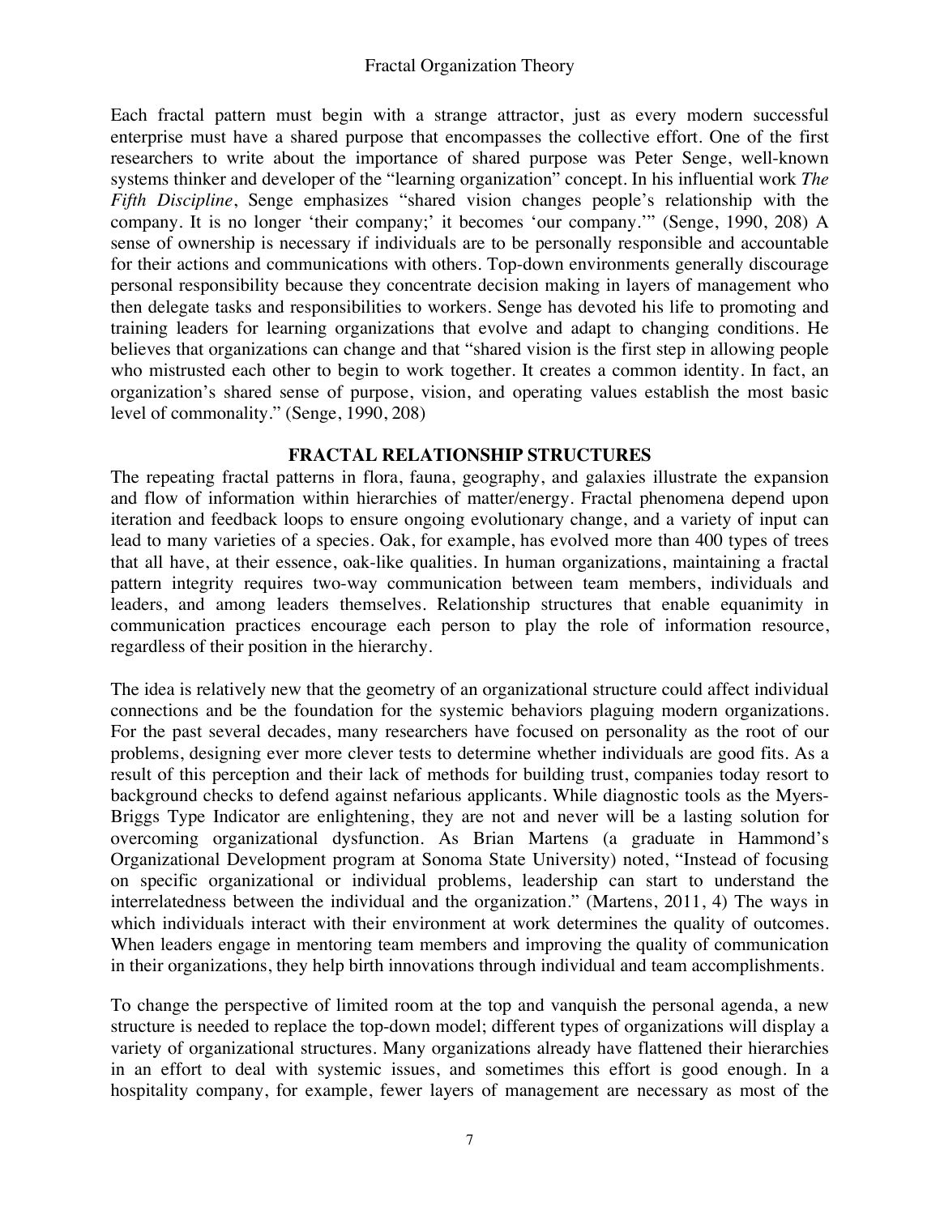Each fractal pattern must begin with a strange attractor, just as every modern successful enterprise must have a shared purpose that encompasses the collective effort. One of the first researchers to write about the importance of shared purpose was Peter Senge, well-known systems thinker and developer of the "learning organization" concept. In his influential work *The Fifth Discipline*, Senge emphasizes "shared vision changes people's relationship with the company. It is no longer 'their company;' it becomes 'our company.'" (Senge, 1990, 208) A sense of ownership is necessary if individuals are to be personally responsible and accountable for their actions and communications with others. Top-down environments generally discourage personal responsibility because they concentrate decision making in layers of management who then delegate tasks and responsibilities to workers. Senge has devoted his life to promoting and training leaders for learning organizations that evolve and adapt to changing conditions. He believes that organizations can change and that "shared vision is the first step in allowing people who mistrusted each other to begin to work together. It creates a common identity. In fact, an organization's shared sense of purpose, vision, and operating values establish the most basic level of commonality." (Senge, 1990, 208)

## FRACTAL RELATIONSHIP STRUCTURES

The repeating fractal patterns in flora, fauna, geography, and galaxies illustrate the expansion and flow of information within hierarchies of matter/energy. Fractal phenomena depend upon iteration and feedback loops to ensure ongoing evolutionary change, and a variety of input can lead to many varieties of a species. Oak, for example, has evolved more than 400 types of trees that all have, at their essence, oak-like qualities. In human organizations, maintaining a fractal pattern integrity requires two-way communication between team members, individuals and leaders, and among leaders themselves. Relationship structures that enable equanimity in communication practices encourage each person to play the role of information resource, regardless of their position in the hierarchy.

The idea is relatively new that the geometry of an organizational structure could affect individual connections and be the foundation for the systemic behaviors plaguing modern organizations. For the past several decades, many researchers have focused on personality as the root of our problems, designing ever more clever tests to determine whether individuals are good fits. As a result of this perception and their lack of methods for building trust, companies today resort to background checks to defend against nefarious applicants. While diagnostic tools as the Myers-Briggs Type Indicator are enlightening, they are not and never will be a lasting solution for overcoming organizational dysfunction. As Brian Martens (a graduate in Hammond's Organizational Development program at Sonoma State University) noted, "Instead of focusing on specific organizational or individual problems, leadership can start to understand the interrelatedness between the individual and the organization." (Martens, 2011, 4) The ways in which individuals interact with their environment at work determines the quality of outcomes. When leaders engage in mentoring team members and improving the quality of communication in their organizations, they help birth innovations through individual and team accomplishments.

To change the perspective of limited room at the top and vanquish the personal agenda, a new structure is needed to replace the top-down model; different types of organizations will display a variety of organizational structures. Many organizations already have flattened their hierarchies in an effort to deal with systemic issues, and sometimes this effort is good enough. In a hospitality company, for example, fewer layers of management are necessary as most of the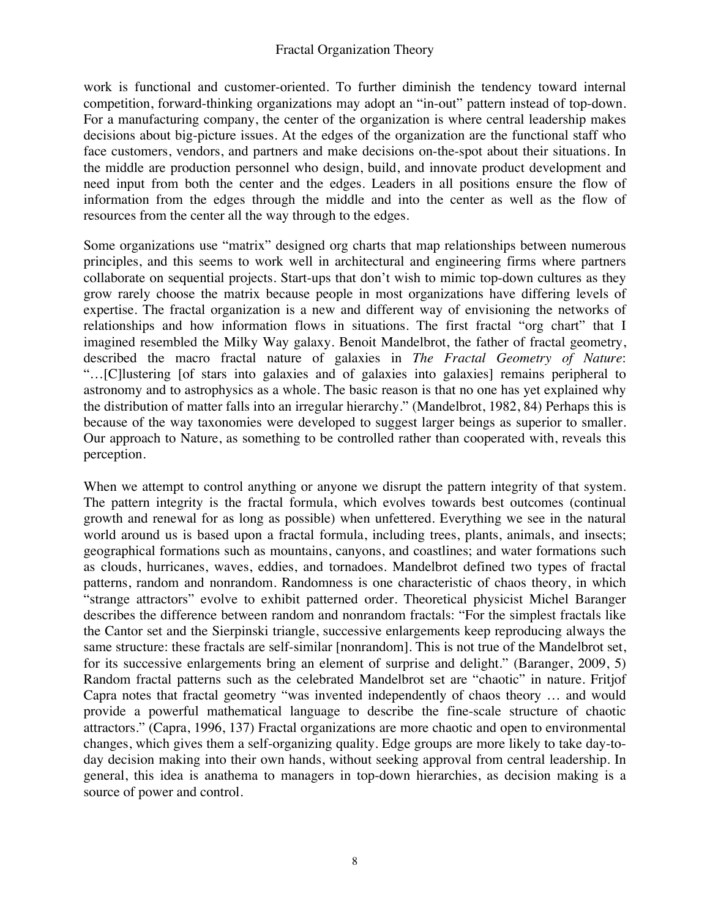work is functional and customer-oriented. To further diminish the tendency toward internal competition, forward-thinking organizations may adopt an "in-out" pattern instead of top-down. For a manufacturing company, the center of the organization is where central leadership makes decisions about big-picture issues. At the edges of the organization are the functional staff who face customers, vendors, and partners and make decisions on-the-spot about their situations. In the middle are production personnel who design, build, and innovate product development and need input from both the center and the edges. Leaders in all positions ensure the flow of information from the edges through the middle and into the center as well as the flow of resources from the center all the way through to the edges.

Some organizations use "matrix" designed org charts that map relationships between numerous principles, and this seems to work well in architectural and engineering firms where partners collaborate on sequential projects. Start-ups that don't wish to mimic top-down cultures as they grow rarely choose the matrix because people in most organizations have differing levels of expertise. The fractal organization is a new and different way of envisioning the networks of relationships and how information flows in situations. The first fractal "org chart" that I imagined resembled the Milky Way galaxy. Benoit Mandelbrot, the father of fractal geometry, described the macro fractal nature of galaxies in *The Fractal Geometry of Nature*: "…[C]lustering [of stars into galaxies and of galaxies into galaxies] remains peripheral to astronomy and to astrophysics as a whole. The basic reason is that no one has yet explained why the distribution of matter falls into an irregular hierarchy." (Mandelbrot, 1982, 84) Perhaps this is because of the way taxonomies were developed to suggest larger beings as superior to smaller. Our approach to Nature, as something to be controlled rather than cooperated with, reveals this perception.

When we attempt to control anything or anyone we disrupt the pattern integrity of that system. The pattern integrity is the fractal formula, which evolves towards best outcomes (continual growth and renewal for as long as possible) when unfettered. Everything we see in the natural world around us is based upon a fractal formula, including trees, plants, animals, and insects; geographical formations such as mountains, canyons, and coastlines; and water formations such as clouds, hurricanes, waves, eddies, and tornadoes. Mandelbrot defined two types of fractal patterns, random and nonrandom. Randomness is one characteristic of chaos theory, in which "strange attractors" evolve to exhibit patterned order. Theoretical physicist Michel Baranger describes the difference between random and nonrandom fractals: "For the simplest fractals like the Cantor set and the Sierpinski triangle, successive enlargements keep reproducing always the same structure: these fractals are self-similar [nonrandom]. This is not true of the Mandelbrot set, for its successive enlargements bring an element of surprise and delight." (Baranger, 2009, 5) Random fractal patterns such as the celebrated Mandelbrot set are "chaotic" in nature. Fritjof Capra notes that fractal geometry "was invented independently of chaos theory … and would provide a powerful mathematical language to describe the fine-scale structure of chaotic attractors." (Capra, 1996, 137) Fractal organizations are more chaotic and open to environmental changes, which gives them a self-organizing quality. Edge groups are more likely to take day-to-day decision making into their own hands, without seeking approval from central leadership. In general, this idea is anathema to managers in top-down hierarchies, as decision making is a source of power and control.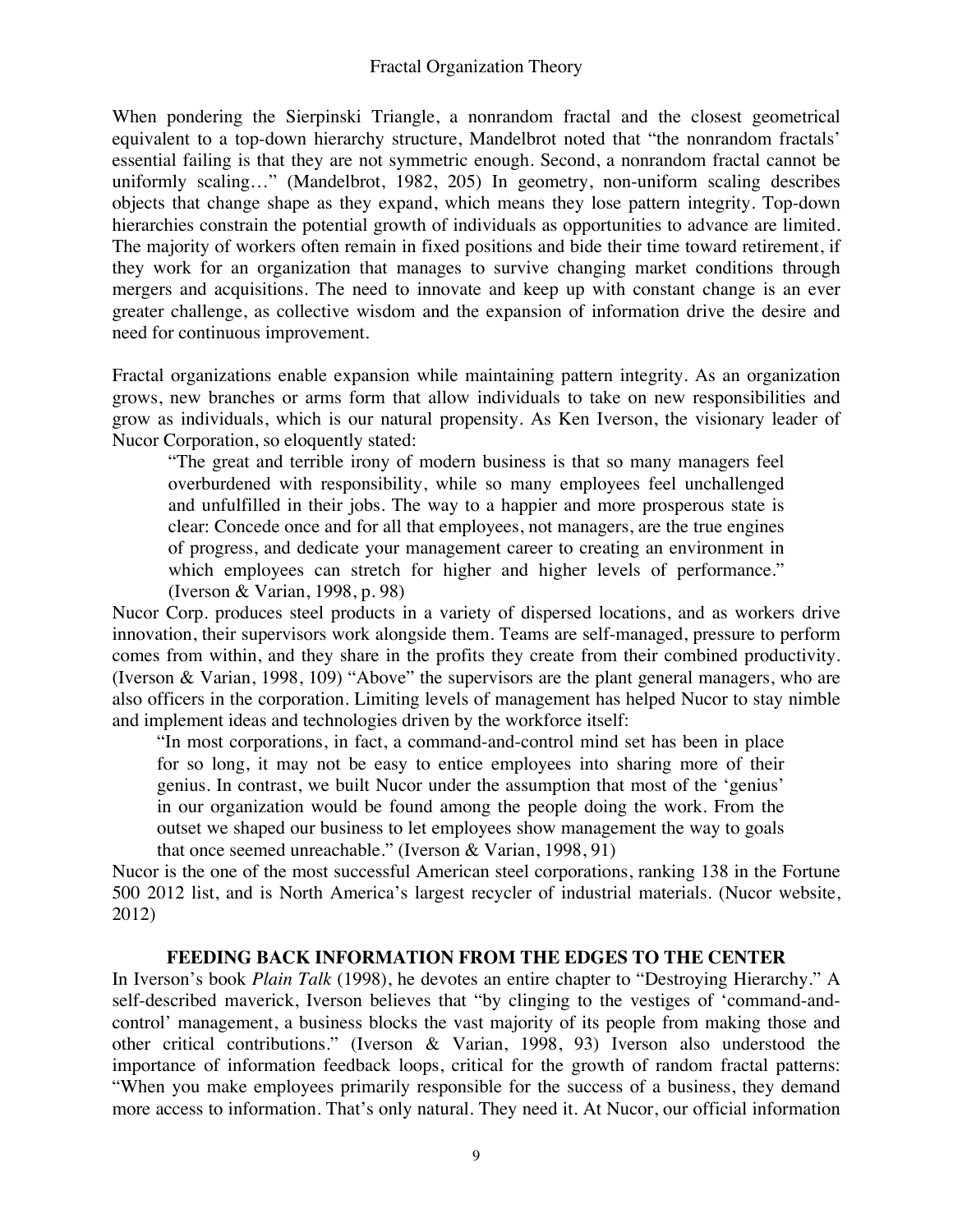When pondering the Sierpinski Triangle, a nonrandom fractal and the closest geometrical equivalent to a top-down hierarchy structure, Mandelbrot noted that "the nonrandom fractals' essential failing is that they are not symmetric enough. Second, a nonrandom fractal cannot be uniformly scaling…" (Mandelbrot, 1982, 205) In geometry, non-uniform scaling describes objects that change shape as they expand, which means they lose pattern integrity. Top-down hierarchies constrain the potential growth of individuals as opportunities to advance are limited. The majority of workers often remain in fixed positions and bide their time toward retirement, if they work for an organization that manages to survive changing market conditions through mergers and acquisitions. The need to innovate and keep up with constant change is an ever greater challenge, as collective wisdom and the expansion of information drive the desire and need for continuous improvement.

Fractal organizations enable expansion while maintaining pattern integrity. As an organization grows, new branches or arms form that allow individuals to take on new responsibilities and grow as individuals, which is our natural propensity. As Ken Iverson, the visionary leader of Nucor Corporation, so eloquently stated:

> "The great and terrible irony of modern business is that so many managers feel overburdened with responsibility, while so many employees feel unchallenged and unfulfilled in their jobs. The way to a happier and more prosperous state is clear: Concede once and for all that employees, not managers, are the true engines of progress, and dedicate your management career to creating an environment in which employees can stretch for higher and higher levels of performance." (Iverson & Varian, 1998, p. 98)

Nucor Corp. produces steel products in a variety of dispersed locations, and as workers drive innovation, their supervisors work alongside them. Teams are self-managed, pressure to perform comes from within, and they share in the profits they create from their combined productivity. (Iverson & Varian, 1998, 109) "Above" the supervisors are the plant general managers, who are also officers in the corporation. Limiting levels of management has helped Nucor to stay nimble and implement ideas and technologies driven by the workforce itself:

> "In most corporations, in fact, a command-and-control mind set has been in place for so long, it may not be easy to entice employees into sharing more of their genius. In contrast, we built Nucor under the assumption that most of the 'genius' in our organization would be found among the people doing the work. From the outset we shaped our business to let employees show management the way to goals that once seemed unreachable." (Iverson & Varian, 1998, 91)

Nucor is the one of the most successful American steel corporations, ranking 138 in the Fortune 500 2012 list, and is North America's largest recycler of industrial materials. (Nucor website, 2012)

## FEEDING BACK INFORMATION FROM THE EDGES TO THE CENTER

In Iverson's book *Plain Talk* (1998), he devotes an entire chapter to "Destroying Hierarchy." A self-described maverick, Iverson believes that "by clinging to the vestiges of 'command-and-control' management, a business blocks the vast majority of its people from making those and other critical contributions." (Iverson & Varian, 1998, 93) Iverson also understood the importance of information feedback loops, critical for the growth of random fractal patterns: "When you make employees primarily responsible for the success of a business, they demand more access to information. That's only natural. They need it. At Nucor, our official information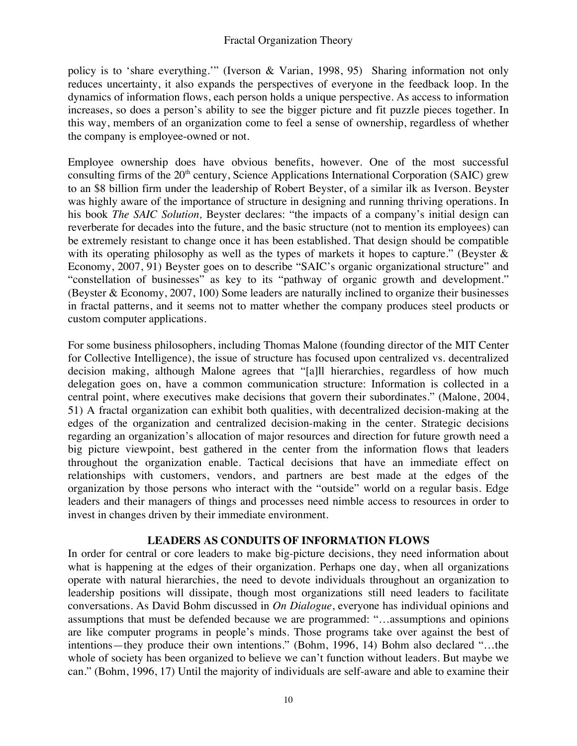policy is to 'share everything.'" (Iverson & Varian, 1998, 95) Sharing information not only reduces uncertainty, it also expands the perspectives of everyone in the feedback loop. In the dynamics of information flows, each person holds a unique perspective. As access to information increases, so does a person's ability to see the bigger picture and fit puzzle pieces together. In this way, members of an organization come to feel a sense of ownership, regardless of whether the company is employee-owned or not.

Employee ownership does have obvious benefits, however. One of the most successful consulting firms of the 20th century, Science Applications International Corporation (SAIC) grew to an $8 billion firm under the leadership of Robert Beyster, of a similar ilk as Iverson. Beyster was highly aware of the importance of structure in designing and running thriving operations. In his book *The SAIC Solution,* Beyster declares: "the impacts of a company's initial design can reverberate for decades into the future, and the basic structure (not to mention its employees) can be extremely resistant to change once it has been established. That design should be compatible with its operating philosophy as well as the types of markets it hopes to capture." (Beyster & Economy, 2007, 91) Beyster goes on to describe "SAIC's organic organizational structure" and "constellation of businesses" as key to its "pathway of organic growth and development." (Beyster & Economy, 2007, 100) Some leaders are naturally inclined to organize their businesses in fractal patterns, and it seems not to matter whether the company produces steel products or custom computer applications.

For some business philosophers, including Thomas Malone (founding director of the MIT Center for Collective Intelligence), the issue of structure has focused upon centralized vs. decentralized decision making, although Malone agrees that "[a]ll hierarchies, regardless of how much delegation goes on, have a common communication structure: Information is collected in a central point, where executives make decisions that govern their subordinates." (Malone, 2004, 51) A fractal organization can exhibit both qualities, with decentralized decision-making at the edges of the organization and centralized decision-making in the center. Strategic decisions regarding an organization's allocation of major resources and direction for future growth need a big picture viewpoint, best gathered in the center from the information flows that leaders throughout the organization enable. Tactical decisions that have an immediate effect on relationships with customers, vendors, and partners are best made at the edges of the organization by those persons who interact with the "outside" world on a regular basis. Edge leaders and their managers of things and processes need nimble access to resources in order to invest in changes driven by their immediate environment.

## LEADERS AS CONDUITS OF INFORMATION FLOWS

In order for central or core leaders to make big-picture decisions, they need information about what is happening at the edges of their organization. Perhaps one day, when all organizations operate with natural hierarchies, the need to devote individuals throughout an organization to leadership positions will dissipate, though most organizations still need leaders to facilitate conversations. As David Bohm discussed in *On Dialogue*, everyone has individual opinions and assumptions that must be defended because we are programmed: "…assumptions and opinions are like computer programs in people's minds. Those programs take over against the best of intentions—they produce their own intentions." (Bohm, 1996, 14) Bohm also declared "…the whole of society has been organized to believe we can't function without leaders. But maybe we can." (Bohm, 1996, 17) Until the majority of individuals are self-aware and able to examine their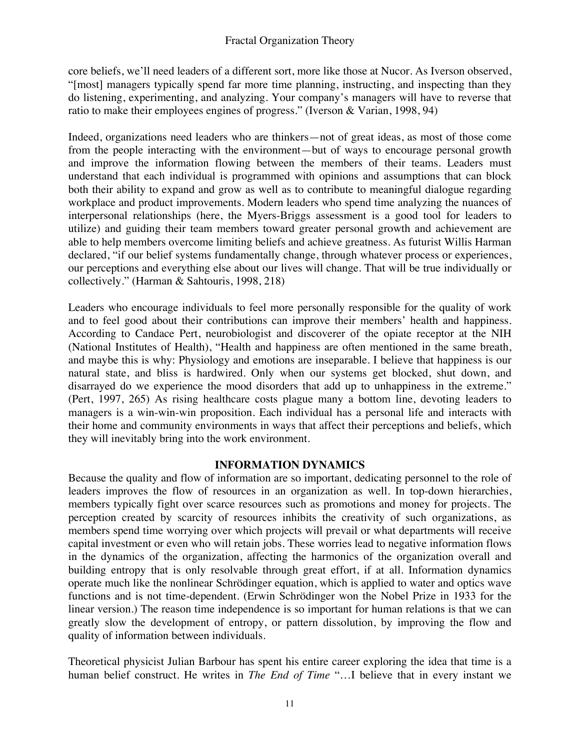core beliefs, we'll need leaders of a different sort, more like those at Nucor. As Iverson observed, "[most] managers typically spend far more time planning, instructing, and inspecting than they do listening, experimenting, and analyzing. Your company's managers will have to reverse that ratio to make their employees engines of progress." (Iverson & Varian, 1998, 94)

Indeed, organizations need leaders who are thinkers—not of great ideas, as most of those come from the people interacting with the environment—but of ways to encourage personal growth and improve the information flowing between the members of their teams. Leaders must understand that each individual is programmed with opinions and assumptions that can block both their ability to expand and grow as well as to contribute to meaningful dialogue regarding workplace and product improvements. Modern leaders who spend time analyzing the nuances of interpersonal relationships (here, the Myers-Briggs assessment is a good tool for leaders to utilize) and guiding their team members toward greater personal growth and achievement are able to help members overcome limiting beliefs and achieve greatness. As futurist Willis Harman declared, "if our belief systems fundamentally change, through whatever process or experiences, our perceptions and everything else about our lives will change. That will be true individually or collectively." (Harman & Sahtouris, 1998, 218)

Leaders who encourage individuals to feel more personally responsible for the quality of work and to feel good about their contributions can improve their members' health and happiness. According to Candace Pert, neurobiologist and discoverer of the opiate receptor at the NIH (National Institutes of Health), "Health and happiness are often mentioned in the same breath, and maybe this is why: Physiology and emotions are inseparable. I believe that happiness is our natural state, and bliss is hardwired. Only when our systems get blocked, shut down, and disarrayed do we experience the mood disorders that add up to unhappiness in the extreme." (Pert, 1997, 265) As rising healthcare costs plague many a bottom line, devoting leaders to managers is a win-win-win proposition. Each individual has a personal life and interacts with their home and community environments in ways that affect their perceptions and beliefs, which they will inevitably bring into the work environment.

## INFORMATION DYNAMICS

Because the quality and flow of information are so important, dedicating personnel to the role of leaders improves the flow of resources in an organization as well. In top-down hierarchies, members typically fight over scarce resources such as promotions and money for projects. The perception created by scarcity of resources inhibits the creativity of such organizations, as members spend time worrying over which projects will prevail or what departments will receive capital investment or even who will retain jobs. These worries lead to negative information flows in the dynamics of the organization, affecting the harmonics of the organization overall and building entropy that is only resolvable through great effort, if at all. Information dynamics operate much like the nonlinear Schrödinger equation, which is applied to water and optics wave functions and is not time-dependent. (Erwin Schrödinger won the Nobel Prize in 1933 for the linear version.) The reason time independence is so important for human relations is that we can greatly slow the development of entropy, or pattern dissolution, by improving the flow and quality of information between individuals.

Theoretical physicist Julian Barbour has spent his entire career exploring the idea that time is a human belief construct. He writes in *The End of Time* "…I believe that in every instant we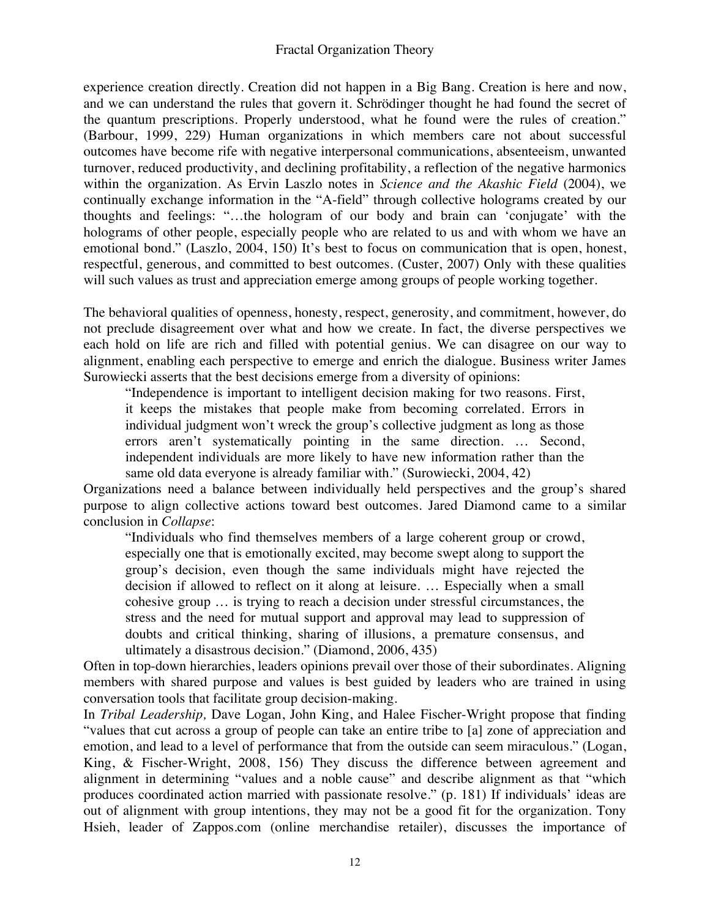experience creation directly. Creation did not happen in a Big Bang. Creation is here and now, and we can understand the rules that govern it. Schrödinger thought he had found the secret of the quantum prescriptions. Properly understood, what he found were the rules of creation." (Barbour, 1999, 229) Human organizations in which members care not about successful outcomes have become rife with negative interpersonal communications, absenteeism, unwanted turnover, reduced productivity, and declining profitability, a reflection of the negative harmonics within the organization. As Ervin Laszlo notes in *Science and the Akashic Field* (2004), we continually exchange information in the "A-field" through collective holograms created by our thoughts and feelings: "…the hologram of our body and brain can 'conjugate' with the holograms of other people, especially people who are related to us and with whom we have an emotional bond." (Laszlo, 2004, 150) It's best to focus on communication that is open, honest, respectful, generous, and committed to best outcomes. (Custer, 2007) Only with these qualities will such values as trust and appreciation emerge among groups of people working together.

The behavioral qualities of openness, honesty, respect, generosity, and commitment, however, do not preclude disagreement over what and how we create. In fact, the diverse perspectives we each hold on life are rich and filled with potential genius. We can disagree on our way to alignment, enabling each perspective to emerge and enrich the dialogue. Business writer James Surowiecki asserts that the best decisions emerge from a diversity of opinions:

> "Independence is important to intelligent decision making for two reasons. First, it keeps the mistakes that people make from becoming correlated. Errors in individual judgment won't wreck the group's collective judgment as long as those errors aren't systematically pointing in the same direction. … Second, independent individuals are more likely to have new information rather than the same old data everyone is already familiar with." (Surowiecki, 2004, 42)

Organizations need a balance between individually held perspectives and the group's shared purpose to align collective actions toward best outcomes. Jared Diamond came to a similar conclusion in *Collapse*:

> "Individuals who find themselves members of a large coherent group or crowd, especially one that is emotionally excited, may become swept along to support the group's decision, even though the same individuals might have rejected the decision if allowed to reflect on it along at leisure. … Especially when a small cohesive group … is trying to reach a decision under stressful circumstances, the stress and the need for mutual support and approval may lead to suppression of doubts and critical thinking, sharing of illusions, a premature consensus, and ultimately a disastrous decision." (Diamond, 2006, 435)

Often in top-down hierarchies, leaders opinions prevail over those of their subordinates. Aligning members with shared purpose and values is best guided by leaders who are trained in using conversation tools that facilitate group decision-making.

In *Tribal Leadership,* Dave Logan, John King, and Halee Fischer-Wright propose that finding "values that cut across a group of people can take an entire tribe to [a] zone of appreciation and emotion, and lead to a level of performance that from the outside can seem miraculous." (Logan, King, & Fischer-Wright, 2008, 156) They discuss the difference between agreement and alignment in determining "values and a noble cause" and describe alignment as that "which produces coordinated action married with passionate resolve." (p. 181) If individuals' ideas are out of alignment with group intentions, they may not be a good fit for the organization. Tony Hsieh, leader of Zappos.com (online merchandise retailer), discusses the importance of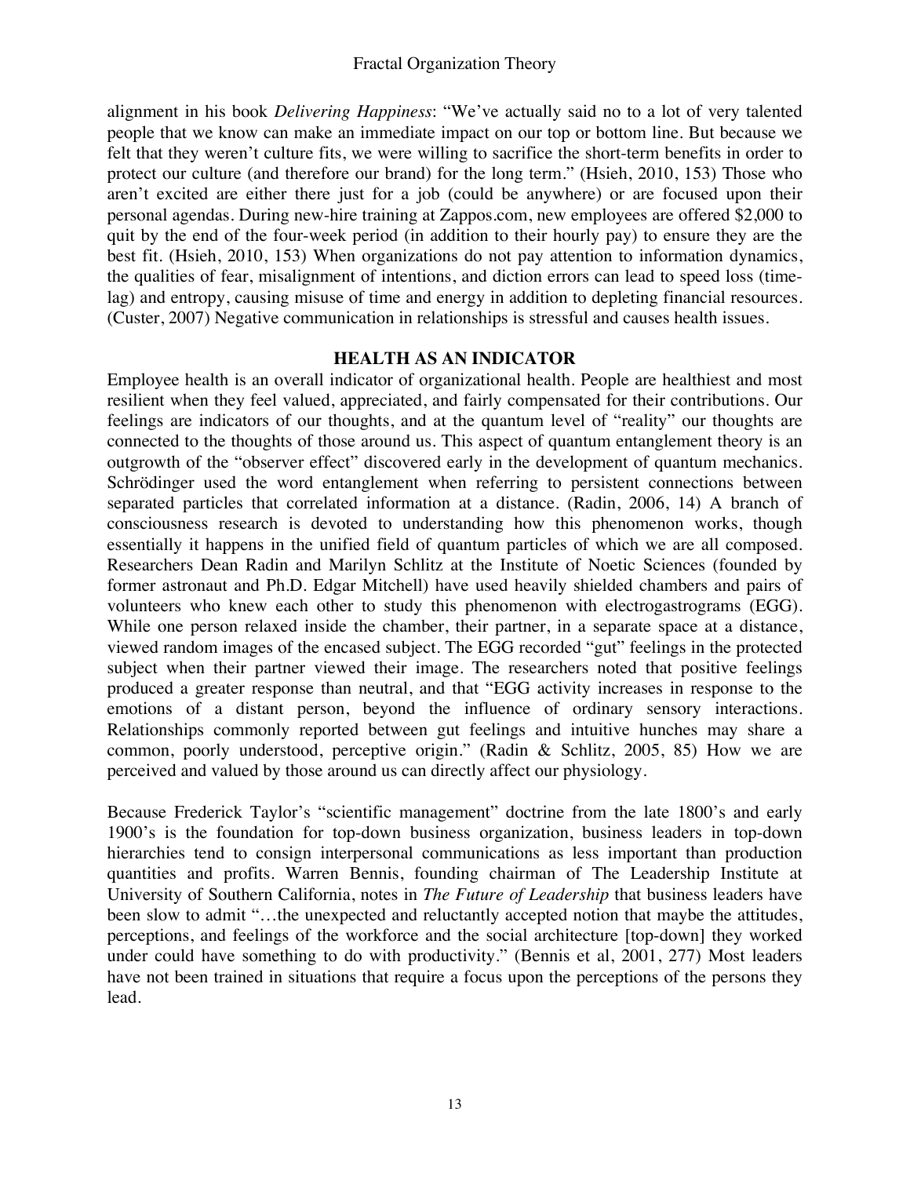alignment in his book *Delivering Happiness*: "We've actually said no to a lot of very talented people that we know can make an immediate impact on our top or bottom line. But because we felt that they weren't culture fits, we were willing to sacrifice the short-term benefits in order to protect our culture (and therefore our brand) for the long term." (Hsieh, 2010, 153) Those who aren't excited are either there just for a job (could be anywhere) or are focused upon their personal agendas. During new-hire training at Zappos.com, new employees are offered $2,000 to quit by the end of the four-week period (in addition to their hourly pay) to ensure they are the best fit. (Hsieh, 2010, 153) When organizations do not pay attention to information dynamics, the qualities of fear, misalignment of intentions, and diction errors can lead to speed loss (time-lag) and entropy, causing misuse of time and energy in addition to depleting financial resources. (Custer, 2007) Negative communication in relationships is stressful and causes health issues.

## HEALTH AS AN INDICATOR

Employee health is an overall indicator of organizational health. People are healthiest and most resilient when they feel valued, appreciated, and fairly compensated for their contributions. Our feelings are indicators of our thoughts, and at the quantum level of "reality" our thoughts are connected to the thoughts of those around us. This aspect of quantum entanglement theory is an outgrowth of the "observer effect" discovered early in the development of quantum mechanics. Schrödinger used the word entanglement when referring to persistent connections between separated particles that correlated information at a distance. (Radin, 2006, 14) A branch of consciousness research is devoted to understanding how this phenomenon works, though essentially it happens in the unified field of quantum particles of which we are all composed. Researchers Dean Radin and Marilyn Schlitz at the Institute of Noetic Sciences (founded by former astronaut and Ph.D. Edgar Mitchell) have used heavily shielded chambers and pairs of volunteers who knew each other to study this phenomenon with electrogastrograms (EGG). While one person relaxed inside the chamber, their partner, in a separate space at a distance, viewed random images of the encased subject. The EGG recorded "gut" feelings in the protected subject when their partner viewed their image. The researchers noted that positive feelings produced a greater response than neutral, and that "EGG activity increases in response to the emotions of a distant person, beyond the influence of ordinary sensory interactions. Relationships commonly reported between gut feelings and intuitive hunches may share a common, poorly understood, perceptive origin." (Radin & Schlitz, 2005, 85) How we are perceived and valued by those around us can directly affect our physiology.

Because Frederick Taylor's "scientific management" doctrine from the late 1800's and early 1900's is the foundation for top-down business organization, business leaders in top-down hierarchies tend to consign interpersonal communications as less important than production quantities and profits. Warren Bennis, founding chairman of The Leadership Institute at University of Southern California, notes in *The Future of Leadership* that business leaders have been slow to admit "…the unexpected and reluctantly accepted notion that maybe the attitudes, perceptions, and feelings of the workforce and the social architecture [top-down] they worked under could have something to do with productivity." (Bennis et al, 2001, 277) Most leaders have not been trained in situations that require a focus upon the perceptions of the persons they lead.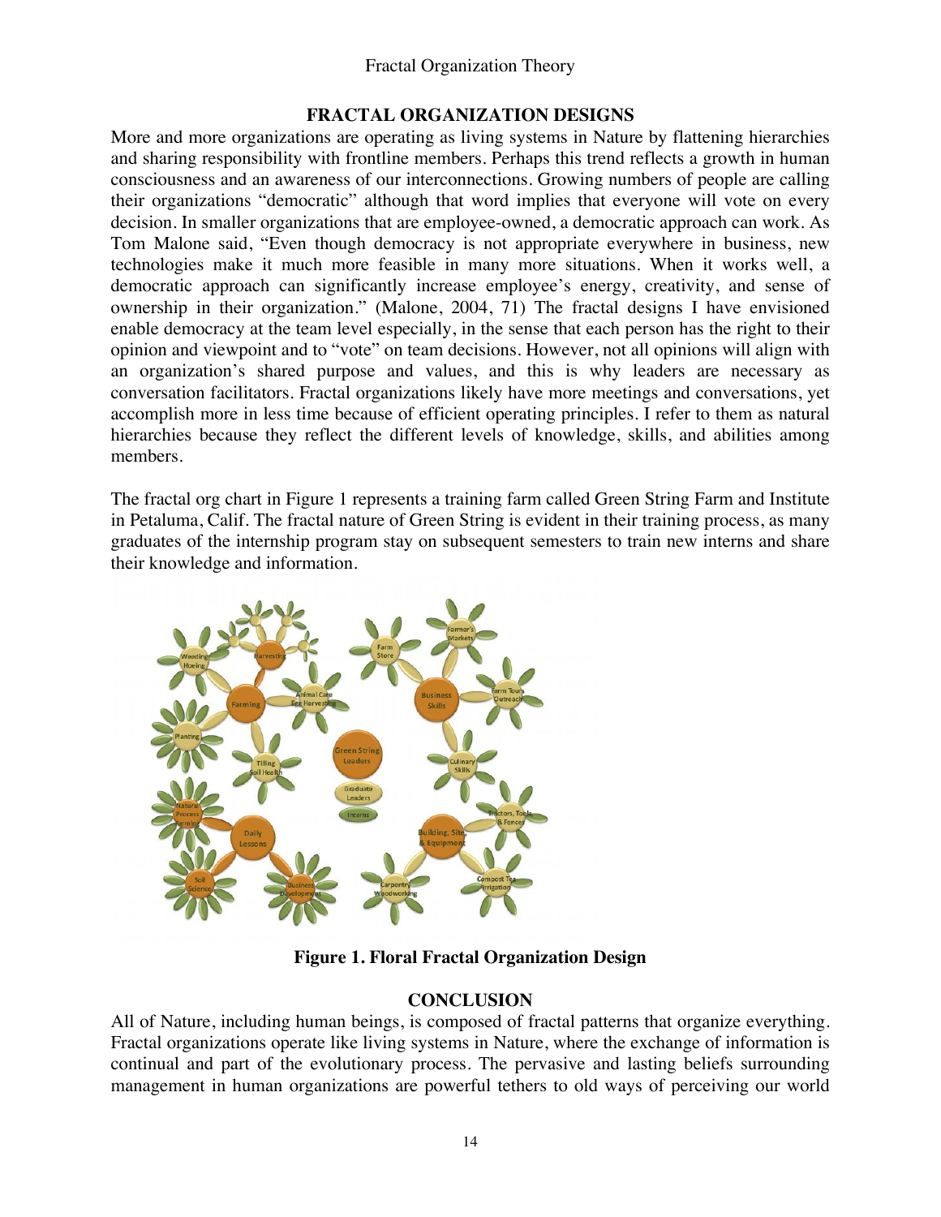## FRACTAL ORGANIZATION DESIGNS

More and more organizations are operating as living systems in Nature by flattening hierarchies and sharing responsibility with frontline members. Perhaps this trend reflects a growth in human consciousness and an awareness of our interconnections. Growing numbers of people are calling their organizations "democratic" although that word implies that everyone will vote on every decision. In smaller organizations that are employee-owned, a democratic approach can work. As Tom Malone said, "Even though democracy is not appropriate everywhere in business, new technologies make it much more feasible in many more situations. When it works well, a democratic approach can significantly increase employee's energy, creativity, and sense of ownership in their organization." (Malone, 2004, 71) The fractal designs I have envisioned enable democracy at the team level especially, in the sense that each person has the right to their opinion and viewpoint and to "vote" on team decisions. However, not all opinions will align with an organization's shared purpose and values, and this is why leaders are necessary as conversation facilitators. Fractal organizations likely have more meetings and conversations, yet accomplish more in less time because of efficient operating principles. I refer to them as natural hierarchies because they reflect the different levels of knowledge, skills, and abilities among members.

The fractal org chart in Figure 1 represents a training farm called Green String Farm and Institute in Petaluma, Calif. The fractal nature of Green String is evident in their training process, as many graduates of the internship program stay on subsequent semesters to train new interns and share their knowledge and information.

**Figure 1. Floral Fractal Organization Design**

## CONCLUSION

All of Nature, including human beings, is composed of fractal patterns that organize everything. Fractal organizations operate like living systems in Nature, where the exchange of information is continual and part of the evolutionary process. The pervasive and lasting beliefs surrounding management in human organizations are powerful tethers to old ways of perceiving our world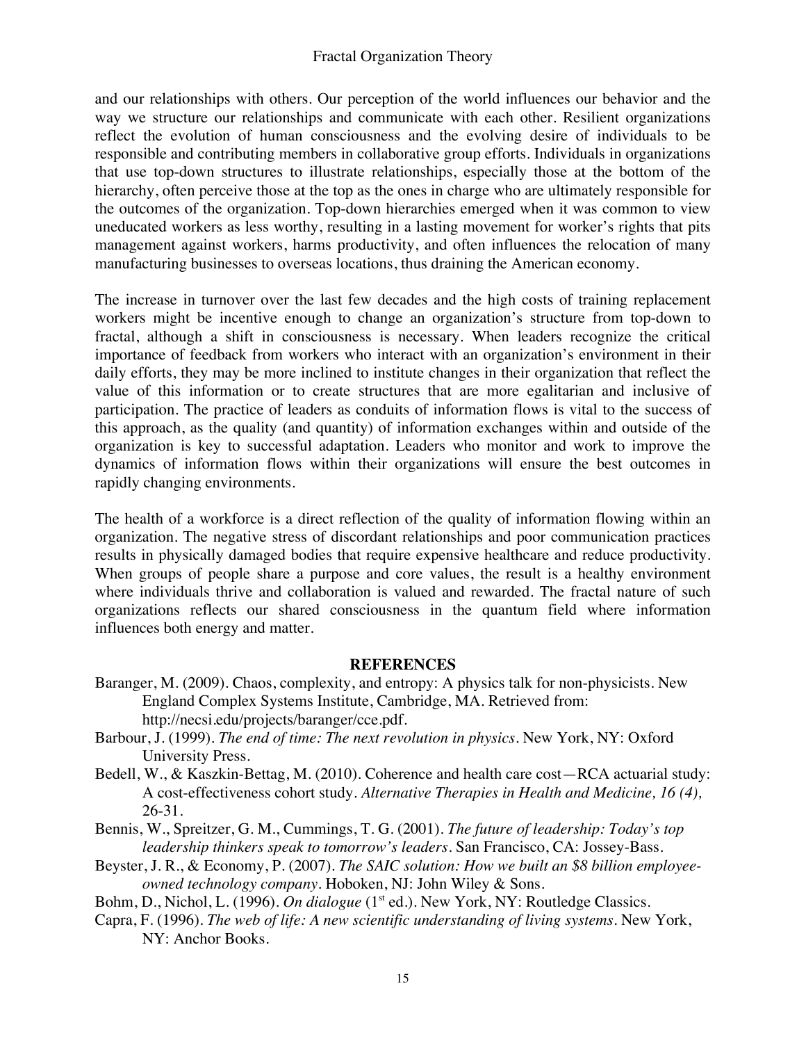and our relationships with others. Our perception of the world influences our behavior and the way we structure our relationships and communicate with each other. Resilient organizations reflect the evolution of human consciousness and the evolving desire of individuals to be responsible and contributing members in collaborative group efforts. Individuals in organizations that use top-down structures to illustrate relationships, especially those at the bottom of the hierarchy, often perceive those at the top as the ones in charge who are ultimately responsible for the outcomes of the organization. Top-down hierarchies emerged when it was common to view uneducated workers as less worthy, resulting in a lasting movement for worker's rights that pits management against workers, harms productivity, and often influences the relocation of many manufacturing businesses to overseas locations, thus draining the American economy.

The increase in turnover over the last few decades and the high costs of training replacement workers might be incentive enough to change an organization's structure from top-down to fractal, although a shift in consciousness is necessary. When leaders recognize the critical importance of feedback from workers who interact with an organization's environment in their daily efforts, they may be more inclined to institute changes in their organization that reflect the value of this information or to create structures that are more egalitarian and inclusive of participation. The practice of leaders as conduits of information flows is vital to the success of this approach, as the quality (and quantity) of information exchanges within and outside of the organization is key to successful adaptation. Leaders who monitor and work to improve the dynamics of information flows within their organizations will ensure the best outcomes in rapidly changing environments.

The health of a workforce is a direct reflection of the quality of information flowing within an organization. The negative stress of discordant relationships and poor communication practices results in physically damaged bodies that require expensive healthcare and reduce productivity. When groups of people share a purpose and core values, the result is a healthy environment where individuals thrive and collaboration is valued and rewarded. The fractal nature of such organizations reflects our shared consciousness in the quantum field where information influences both energy and matter.

## REFERENCES

Baranger, M. (2009). Chaos, complexity, and entropy: A physics talk for non-physicists. New England Complex Systems Institute, Cambridge, MA. Retrieved from: http://necsi.edu/projects/baranger/cce.pdf.

Barbour, J. (1999). *The end of time: The next revolution in physics*. New York, NY: Oxford University Press.

Bedell, W., & Kaszkin-Bettag, M. (2010). Coherence and health care cost—RCA actuarial study: A cost-effectiveness cohort study. *Alternative Therapies in Health and Medicine, 16 (4),* 26-31.

Bennis, W., Spreitzer, G. M., Cummings, T. G. (2001). *The future of leadership: Today's top leadership thinkers speak to tomorrow's leaders*. San Francisco, CA: Jossey-Bass.

Beyster, J. R., & Economy, P. (2007). *The SAIC solution: How we built an $8 billion employee-owned technology company*. Hoboken, NJ: John Wiley & Sons.

Bohm, D., Nichol, L. (1996). *On dialogue* (1st ed.). New York, NY: Routledge Classics.

Capra, F. (1996). *The web of life: A new scientific understanding of living systems*. New York, NY: Anchor Books.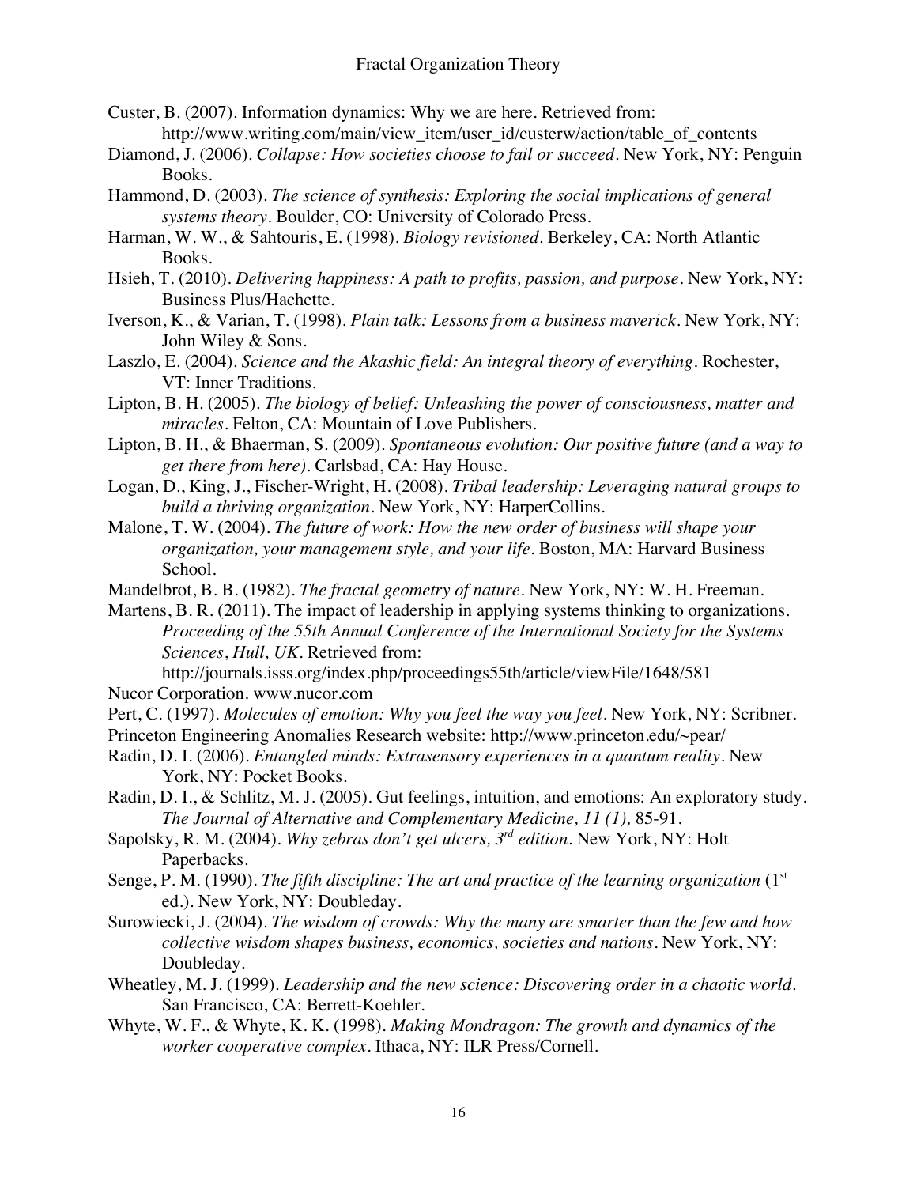Custer, B. (2007). Information dynamics: Why we are here. Retrieved from: http://www.writing.com/main/view_item/user_id/custerw/action/table_of_contents

Diamond, J. (2006). *Collapse: How societies choose to fail or succeed*. New York, NY: Penguin Books.

Hammond, D. (2003). *The science of synthesis: Exploring the social implications of general systems theory*. Boulder, CO: University of Colorado Press.

Harman, W. W., & Sahtouris, E. (1998). *Biology revisioned*. Berkeley, CA: North Atlantic Books.

Hsieh, T. (2010). *Delivering happiness: A path to profits, passion, and purpose*. New York, NY: Business Plus/Hachette.

Iverson, K., & Varian, T. (1998). *Plain talk: Lessons from a business maverick*. New York, NY: John Wiley & Sons.

Laszlo, E. (2004). *Science and the Akashic field: An integral theory of everything*. Rochester, VT: Inner Traditions.

Lipton, B. H. (2005). *The biology of belief: Unleashing the power of consciousness, matter and miracles*. Felton, CA: Mountain of Love Publishers.

Lipton, B. H., & Bhaerman, S. (2009). *Spontaneous evolution: Our positive future (and a way to get there from here)*. Carlsbad, CA: Hay House.

Logan, D., King, J., Fischer-Wright, H. (2008). *Tribal leadership: Leveraging natural groups to build a thriving organization*. New York, NY: HarperCollins.

Malone, T. W. (2004). *The future of work: How the new order of business will shape your organization, your management style, and your life*. Boston, MA: Harvard Business School.

Mandelbrot, B. B. (1982). *The fractal geometry of nature*. New York, NY: W. H. Freeman.

Martens, B. R. (2011). The impact of leadership in applying systems thinking to organizations. *Proceeding of the 55th Annual Conference of the International Society for the Systems Sciences, Hull, UK*. Retrieved from: http://journals.isss.org/index.php/proceedings55th/article/viewFile/1648/581

Nucor Corporation. www.nucor.com

Pert, C. (1997). *Molecules of emotion: Why you feel the way you feel*. New York, NY: Scribner.

Princeton Engineering Anomalies Research website: http://www.princeton.edu/~pear/

Radin, D. I. (2006). *Entangled minds: Extrasensory experiences in a quantum reality*. New York, NY: Pocket Books.

Radin, D. I., & Schlitz, M. J. (2005). Gut feelings, intuition, and emotions: An exploratory study. *The Journal of Alternative and Complementary Medicine, 11 (1),* 85-91.

Sapolsky, R. M. (2004). *Why zebras don't get ulcers, 3rd edition*. New York, NY: Holt Paperbacks.

Senge, P. M. (1990). *The fifth discipline: The art and practice of the learning organization* (1st ed.). New York, NY: Doubleday.

Surowiecki, J. (2004). *The wisdom of crowds: Why the many are smarter than the few and how collective wisdom shapes business, economics, societies and nations*. New York, NY: Doubleday.

Wheatley, M. J. (1999). *Leadership and the new science: Discovering order in a chaotic world*. San Francisco, CA: Berrett-Koehler.

Whyte, W. F., & Whyte, K. K. (1998). *Making Mondragon: The growth and dynamics of the worker cooperative complex*. Ithaca, NY: ILR Press/Cornell.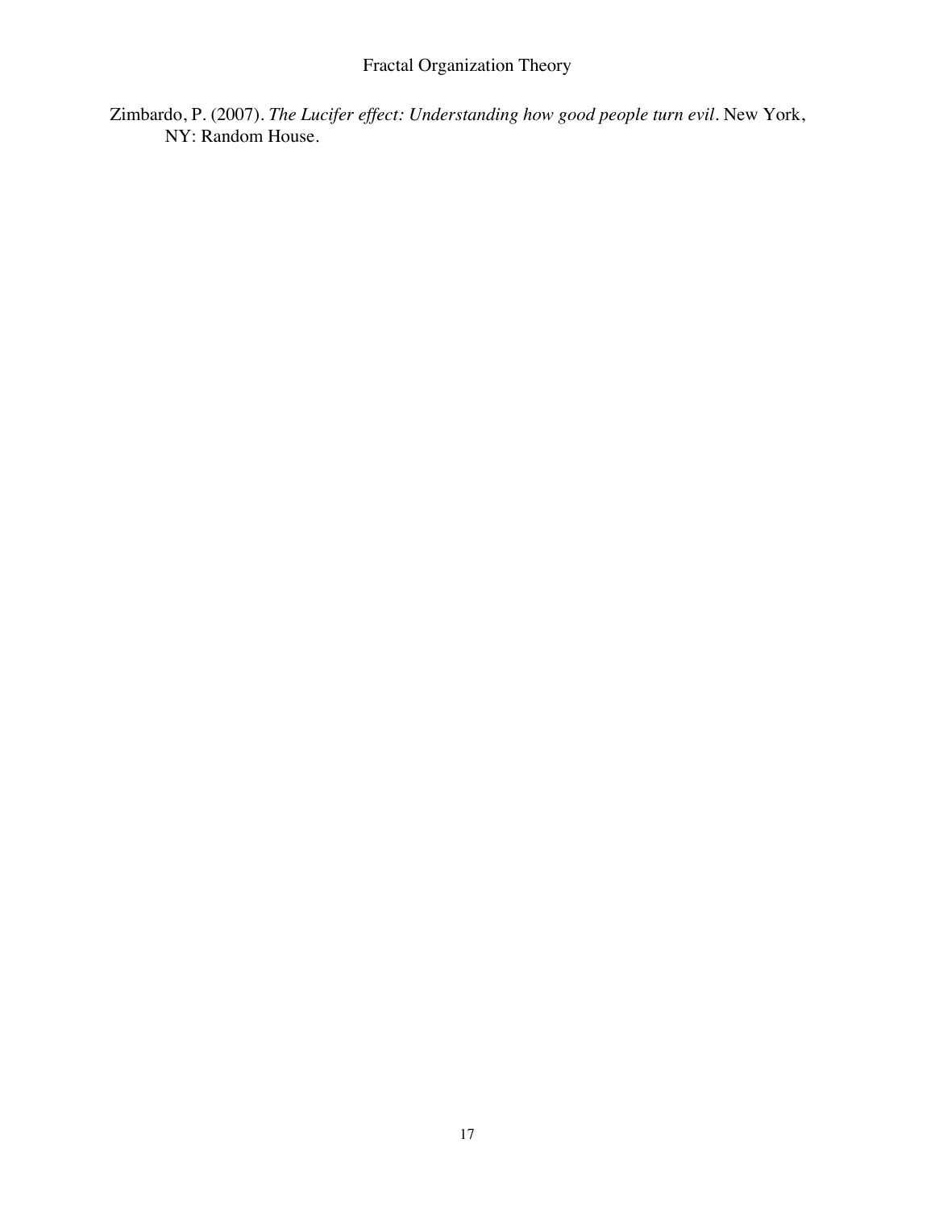Zimbardo, P. (2007). *The Lucifer effect: Understanding how good people turn evil*. New York, NY: Random House.